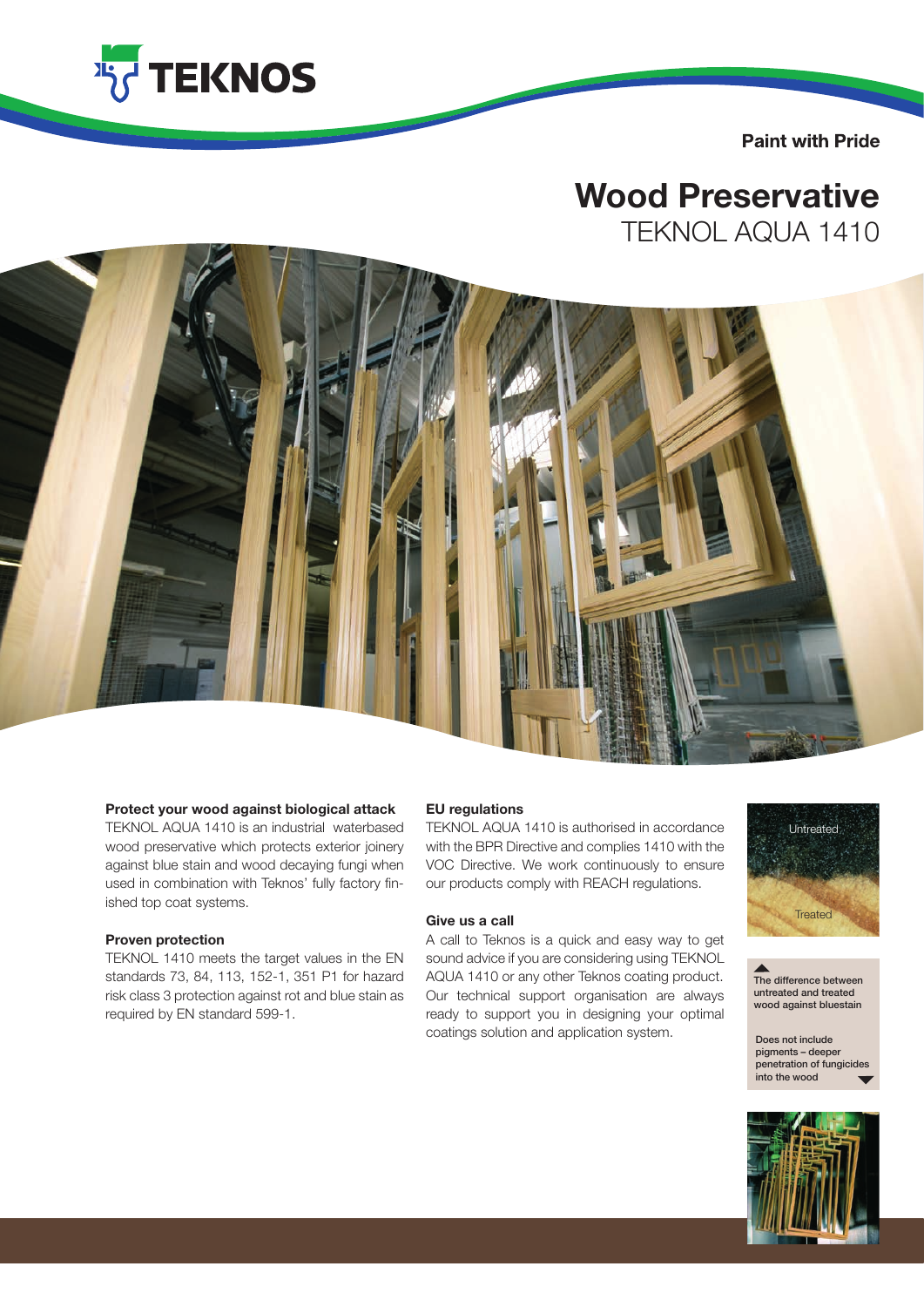TEKNOS

Paint with Pride

# Wood Preservative

## TEKNOL AQUA 1410

### Protect your wood against biological attack

TEKNOL AQUA 1410 is an industrial waterbased wood preservative which protects exterior joinery against blue stain and wood decaying fungi when used in combination with Teknos' fully factory finished top coat systems.

### Proven protection

TEKNOL 1410 meets the target values in the EN standards 73, 84, 113, 152-1, 351 P1 for hazard risk class 3 protection against rot and blue stain as required by EN standard 599-1.

### EU regulations

TEKNOL AQUA 1410 is authorised in accordance with the BPR Directive and complies 1410 with the VOC Directive. We work continuously to ensure our products comply with REACH regulations.

### Give us a call

A call to Teknos is a quick and easy way to get sound advice if you are considering using TEKNOL AQUA 1410 or any other Teknos coating product. Our technical support organisation are always ready to support you in designing your optimal coatings solution and application system.

Untreated

Treated

The difference between untreated and treated wood against bluestain

Does not include pigments – deeper penetration of fungicides into the wood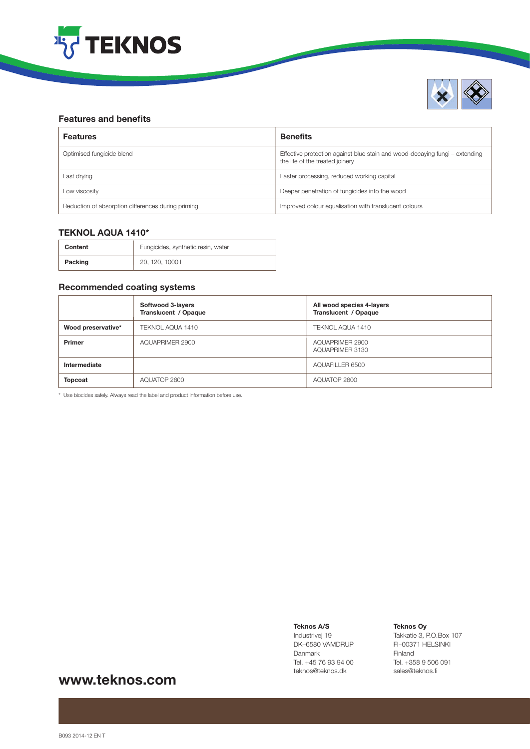## Features and benefits

| Features | Benefits |
|---|---|
| Optimised fungicide blend | Effective protection against blue stain and wood-decaying fungi – extending the life of the treated joinery |
| Fast drying | Faster processing, reduced working capital |
| Low viscosity | Deeper penetration of fungicides into the wood |
| Reduction of absorption differences during priming | Improved colour equalisation with translucent colours |

## TEKNOL AQUA 1410*

| | |
|---|---|
| **Content** | Fungicides, synthetic resin, water |
| **Packing** | 20, 120, 1000 l |

## Recommended coating systems

| | **Softwood 3-layers Translucent / Opaque** | **All wood species 4-layers Translucent / Opaque** |
|---|---|---|
| **Wood preservative*** | TEKNOL AQUA 1410 | TEKNOL AQUA 1410 |
| **Primer** | AQUAPRIMER 2900 | AQUAPRIMER 2900<br>AQUAPRIMER 3130 |
| **Intermediate** | | AQUAFILLER 6500 |
| **Topcoat** | AQUATOP 2600 | AQUATOP 2600 |

* Use biocides safely. Always read the label and product information before use.

**Teknos A/S**
Industrivej 19
DK–6580 VAMDRUP
Danmark
Tel. +45 76 93 94 00
teknos@teknos.dk

**Teknos Oy**
Takkatie 3, P.O.Box 107
FI–00371 HELSINKI
Finland
Tel. +358 9 506 091
sales@teknos.fi

## www.teknos.com

B093 2014-12 EN T